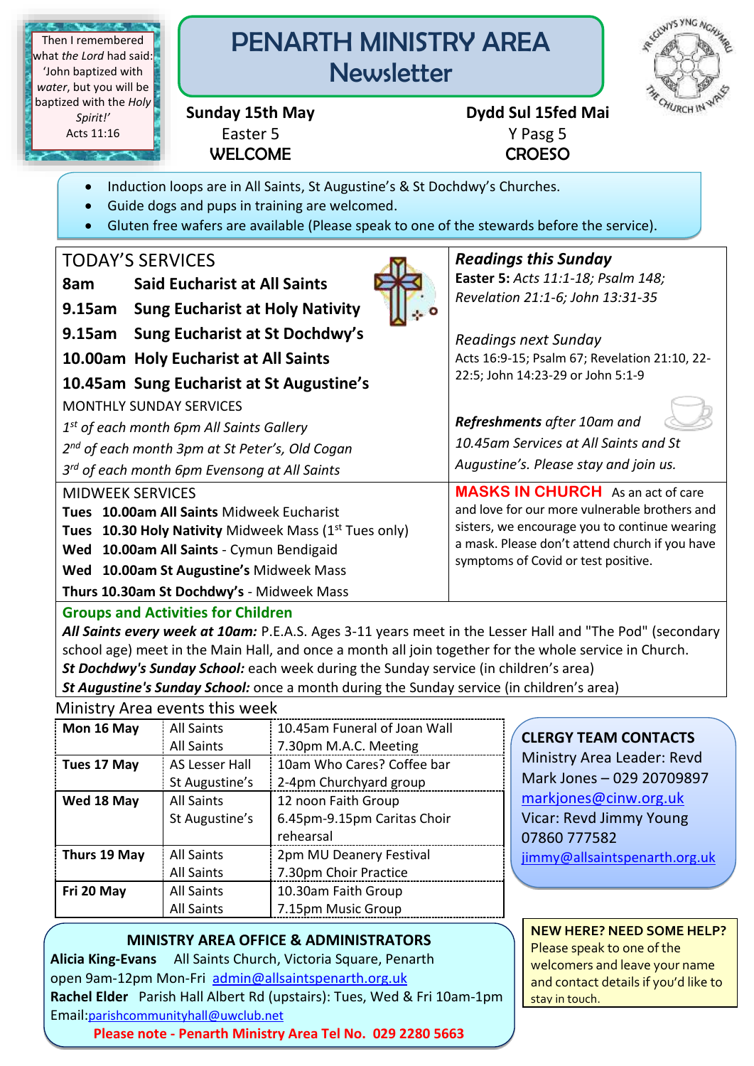Then I remembered what *the Lord* had said: 'John baptized with *water*, but you will be baptized with the *Holy Spirit!*'
Acts 11:16

# PENARTH MINISTRY AREA Newsletter

**Sunday 15th May** | **Dydd Sul 15fed Mai**
Easter 5 | Y Pasg 5
WELCOME | CROESO

- Induction loops are in All Saints, St Augustine's & St Dochdwy's Churches.
- Guide dogs and pups in training are welcomed.
- Gluten free wafers are available (Please speak to one of the stewards before the service).

## TODAY'S SERVICES

**8am** **Said Eucharist at All Saints**
**9.15am** **Sung Eucharist at Holy Nativity**
**9.15am** **Sung Eucharist at St Dochdwy's**
**10.00am** **Holy Eucharist at All Saints**
**10.45am** **Sung Eucharist at St Augustine's**

MONTHLY SUNDAY SERVICES
*1st of each month 6pm All Saints Gallery*
*2nd of each month 3pm at St Peter's, Old Cogan*
*3rd of each month 6pm Evensong at All Saints*

**_Readings this Sunday_**
**Easter 5:** *Acts 11:1-18; Psalm 148; Revelation 21:1-6; John 13:31-35*

*Readings next Sunday*
Acts 16:9-15; Psalm 67; Revelation 21:10, 22-22:5; John 14:23-29 or John 5:1-9

***Refreshments*** *after 10am and 10.45am Services at All Saints and St Augustine's. Please stay and join us.*

## MIDWEEK SERVICES

**Tues** **10.00am All Saints** Midweek Eucharist
**Tues** **10.30 Holy Nativity** Midweek Mass (1st Tues only)
**Wed** **10.00am All Saints** - Cymun Bendigaid
**Wed** **10.00am St Augustine's** Midweek Mass
**Thurs 10.30am St Dochdwy's** - Midweek Mass

**MASKS IN CHURCH** As an act of care and love for our more vulnerable brothers and sisters, we encourage you to continue wearing a mask. Please don't attend church if you have symptoms of Covid or test positive.

## Groups and Activities for Children

***All Saints every week at 10am:*** P.E.A.S. Ages 3-11 years meet in the Lesser Hall and "The Pod" (secondary school age) meet in the Main Hall, and once a month all join together for the whole service in Church.
***St Dochdwy's Sunday School:*** each week during the Sunday service (in children's area)
***St Augustine's Sunday School:*** once a month during the Sunday service (in children's area)

## Ministry Area events this week

| Day | Place | Event |
|---|---|---|
| **Mon 16 May** | All Saints | 10.45am Funeral of Joan Wall |
| | All Saints | 7.30pm M.A.C. Meeting |
| **Tues 17 May** | AS Lesser Hall | 10am Who Cares? Coffee bar |
| | St Augustine's | 2-4pm Churchyard group |
| **Wed 18 May** | All Saints | 12 noon Faith Group |
| | St Augustine's | 6.45pm-9.15pm Caritas Choir rehearsal |
| **Thurs 19 May** | All Saints | 2pm MU Deanery Festival |
| | All Saints | 7.30pm Choir Practice |
| **Fri 20 May** | All Saints | 10.30am Faith Group |
| | All Saints | 7.15pm Music Group |

**CLERGY TEAM CONTACTS**
Ministry Area Leader: Revd Mark Jones – 029 20709897
markjones@cinw.org.uk
Vicar: Revd Jimmy Young 07860 777582
jimmy@allsaintspenarth.org.uk

**MINISTRY AREA OFFICE & ADMINISTRATORS**
**Alicia King-Evans** All Saints Church, Victoria Square, Penarth open 9am-12pm Mon-Fri admin@allsaintspenarth.org.uk
**Rachel Elder** Parish Hall Albert Rd (upstairs): Tues, Wed & Fri 10am-1pm
Email: parishcommunityhall@uwclub.net
**Please note - Penarth Ministry Area Tel No. 029 2280 5663**

**NEW HERE? NEED SOME HELP?** Please speak to one of the welcomers and leave your name and contact details if you'd like to stay in touch.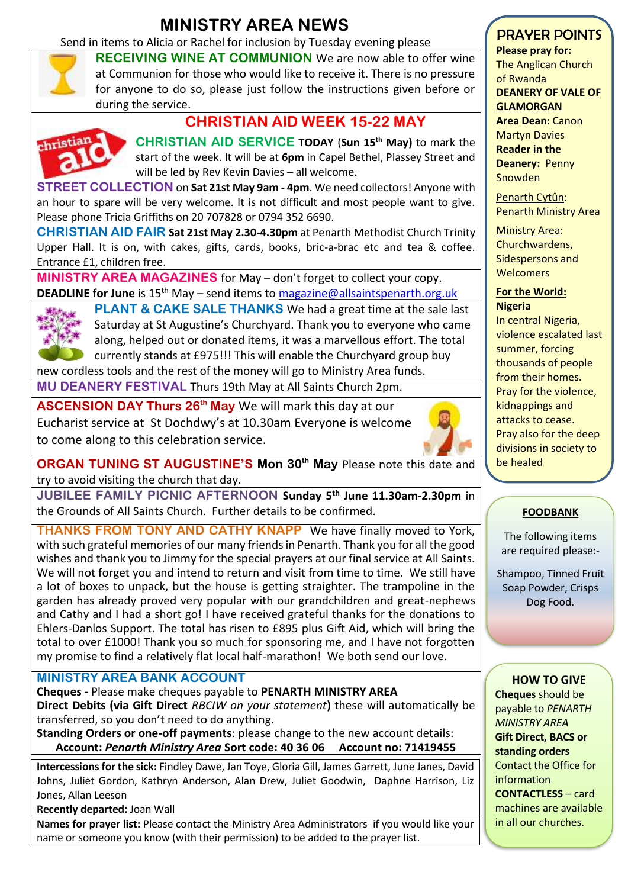# MINISTRY AREA NEWS

Send in items to Alicia or Rachel for inclusion by Tuesday evening please

**RECEIVING WINE AT COMMUNION** We are now able to offer wine at Communion for those who would like to receive it. There is no pressure for anyone to do so, please just follow the instructions given before or during the service.

## CHRISTIAN AID WEEK 15-22 MAY

**CHRISTIAN AID SERVICE TODAY** (**Sun 15th May)** to mark the start of the week. It will be at **6pm** in Capel Bethel, Plassey Street and will be led by Rev Kevin Davies – all welcome.

**STREET COLLECTION** on **Sat 21st May 9am - 4pm**. We need collectors! Anyone with an hour to spare will be very welcome. It is not difficult and most people want to give. Please phone Tricia Griffiths on 20 707828 or 0794 352 6690.

**CHRISTIAN AID FAIR Sat 21st May 2.30-4.30pm** at Penarth Methodist Church Trinity Upper Hall. It is on, with cakes, gifts, cards, books, bric-a-brac etc and tea & coffee. Entrance £1, children free.

**MINISTRY AREA MAGAZINES** for May – don't forget to collect your copy.
**DEADLINE for June** is 15th May – send items to magazine@allsaintspenarth.org.uk

**PLANT & CAKE SALE THANKS** We had a great time at the sale last Saturday at St Augustine's Churchyard. Thank you to everyone who came along, helped out or donated items, it was a marvellous effort. The total currently stands at £975!!! This will enable the Churchyard group buy new cordless tools and the rest of the money will go to Ministry Area funds.

**MU DEANERY FESTIVAL** Thurs 19th May at All Saints Church 2pm.

**ASCENSION DAY Thurs 26th May** We will mark this day at our Eucharist service at St Dochdwy's at 10.30am Everyone is welcome to come along to this celebration service.

**ORGAN TUNING ST AUGUSTINE'S Mon 30th May** Please note this date and try to avoid visiting the church that day.

**JUBILEE FAMILY PICNIC AFTERNOON Sunday 5th June 11.30am-2.30pm** in the Grounds of All Saints Church. Further details to be confirmed.

**THANKS FROM TONY AND CATHY KNAPP** We have finally moved to York, with such grateful memories of our many friends in Penarth. Thank you for all the good wishes and thank you to Jimmy for the special prayers at our final service at All Saints. We will not forget you and intend to return and visit from time to time. We still have a lot of boxes to unpack, but the house is getting straighter. The trampoline in the garden has already proved very popular with our grandchildren and great-nephews and Cathy and I had a short go! I have received grateful thanks for the donations to Ehlers-Danlos Support. The total has risen to £895 plus Gift Aid, which will bring the total to over £1000! Thank you so much for sponsoring me, and I have not forgotten my promise to find a relatively flat local half-marathon! We both send our love.

**MINISTRY AREA BANK ACCOUNT**
**Cheques -** Please make cheques payable to **PENARTH MINISTRY AREA**
**Direct Debits (via Gift Direct** *RBCIW on your statement***)** these will automatically be transferred, so you don't need to do anything.
**Standing Orders or one-off payments**: please change to the new account details:
**Account: *Penarth Ministry Area* Sort code: 40 36 06 Account no: 71419455**

**Intercessions for the sick:** Findley Dawe, Jan Toye, Gloria Gill, James Garrett, June Janes, David Johns, Juliet Gordon, Kathryn Anderson, Alan Drew, Juliet Goodwin, Daphne Harrison, Liz Jones, Allan Leeson
**Recently departed:** Joan Wall

**Names for prayer list:** Please contact the Ministry Area Administrators if you would like your name or someone you know (with their permission) to be added to the prayer list.

## PRAYER POINTS

**Please pray for:**
The Anglican Church of Rwanda

**DEANERY OF VALE OF GLAMORGAN**
**Area Dean:** Canon Martyn Davies
**Reader in the Deanery:** Penny Snowden

Penarth Cytûn: Penarth Ministry Area

Ministry Area: Churchwardens, Sidespersons and Welcomers

**For the World:**
**Nigeria**
In central Nigeria, violence escalated last summer, forcing thousands of people from their homes. Pray for the violence, kidnappings and attacks to cease. Pray also for the deep divisions in society to be healed

## FOODBANK

The following items are required please:-

Shampoo, Tinned Fruit Soap Powder, Crisps Dog Food.

## HOW TO GIVE

**Cheques** should be payable to *PENARTH MINISTRY AREA*
**Gift Direct, BACS or standing orders** Contact the Office for information
**CONTACTLESS** – card machines are available in all our churches.